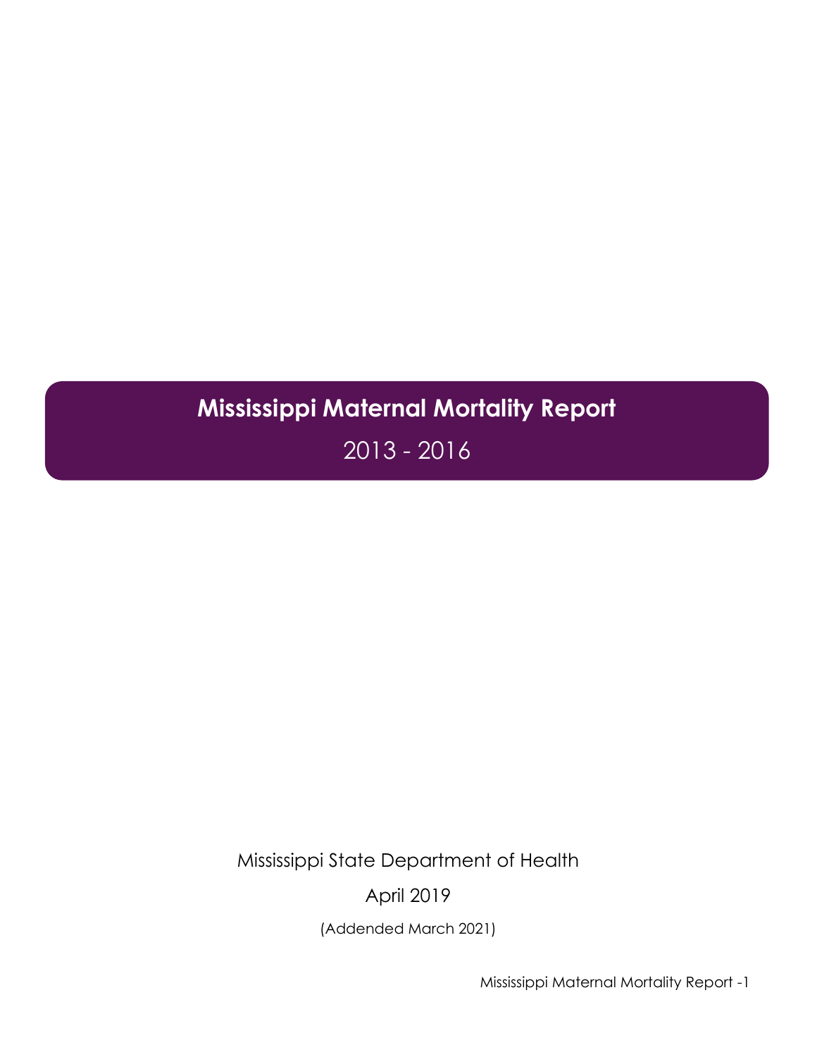# Mississippi Maternal Mortality Report

2013 - 2016

Mississippi State Department of Health

April 2019

(Addended March 2021)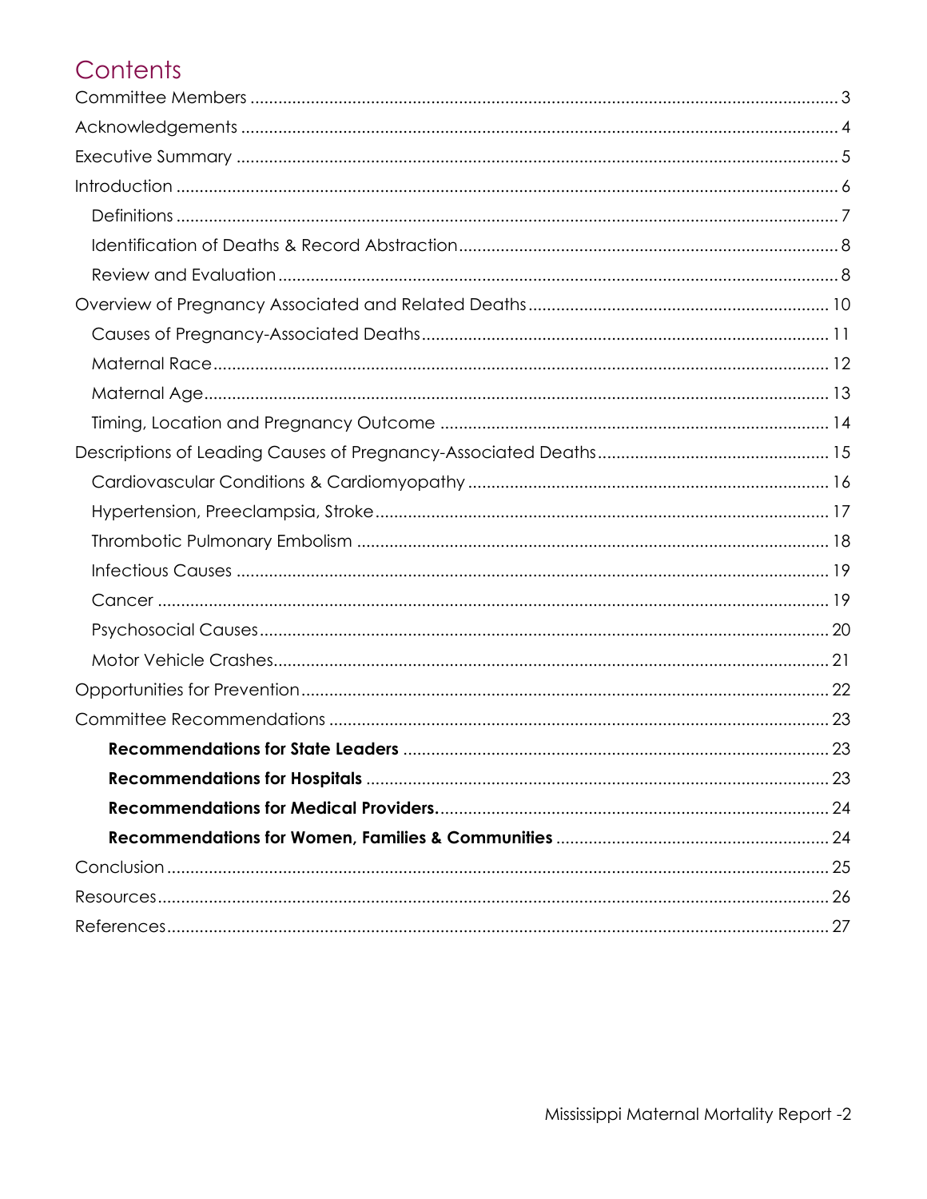# Contents

Committee Members ........................................................ 3

Acknowledgements ........................................................ 4

Executive Summary ........................................................ 5

Introduction ........................................................ 6

- Definitions ........................................................ 7
- Identification of Deaths & Record Abstraction ........................................................ 8
- Review and Evaluation ........................................................ 8

Overview of Pregnancy Associated and Related Deaths ........................................................ 10

- Causes of Pregnancy-Associated Deaths ........................................................ 11
- Maternal Race ........................................................ 12
- Maternal Age ........................................................ 13
- Timing, Location and Pregnancy Outcome ........................................................ 14

Descriptions of Leading Causes of Pregnancy-Associated Deaths ........................................................ 15

- Cardiovascular Conditions & Cardiomyopathy ........................................................ 16
- Hypertension, Preeclampsia, Stroke ........................................................ 17
- Thrombotic Pulmonary Embolism ........................................................ 18
- Infectious Causes ........................................................ 19
- Cancer ........................................................ 19
- Psychosocial Causes ........................................................ 20
- Motor Vehicle Crashes ........................................................ 21

Opportunities for Prevention ........................................................ 22

Committee Recommendations ........................................................ 23

- **Recommendations for State Leaders** ........................................................ 23
- **Recommendations for Hospitals** ........................................................ 23
- **Recommendations for Medical Providers.** ........................................................ 24
- **Recommendations for Women, Families & Communities** ........................................................ 24

Conclusion ........................................................ 25

Resources ........................................................ 26

References ........................................................ 27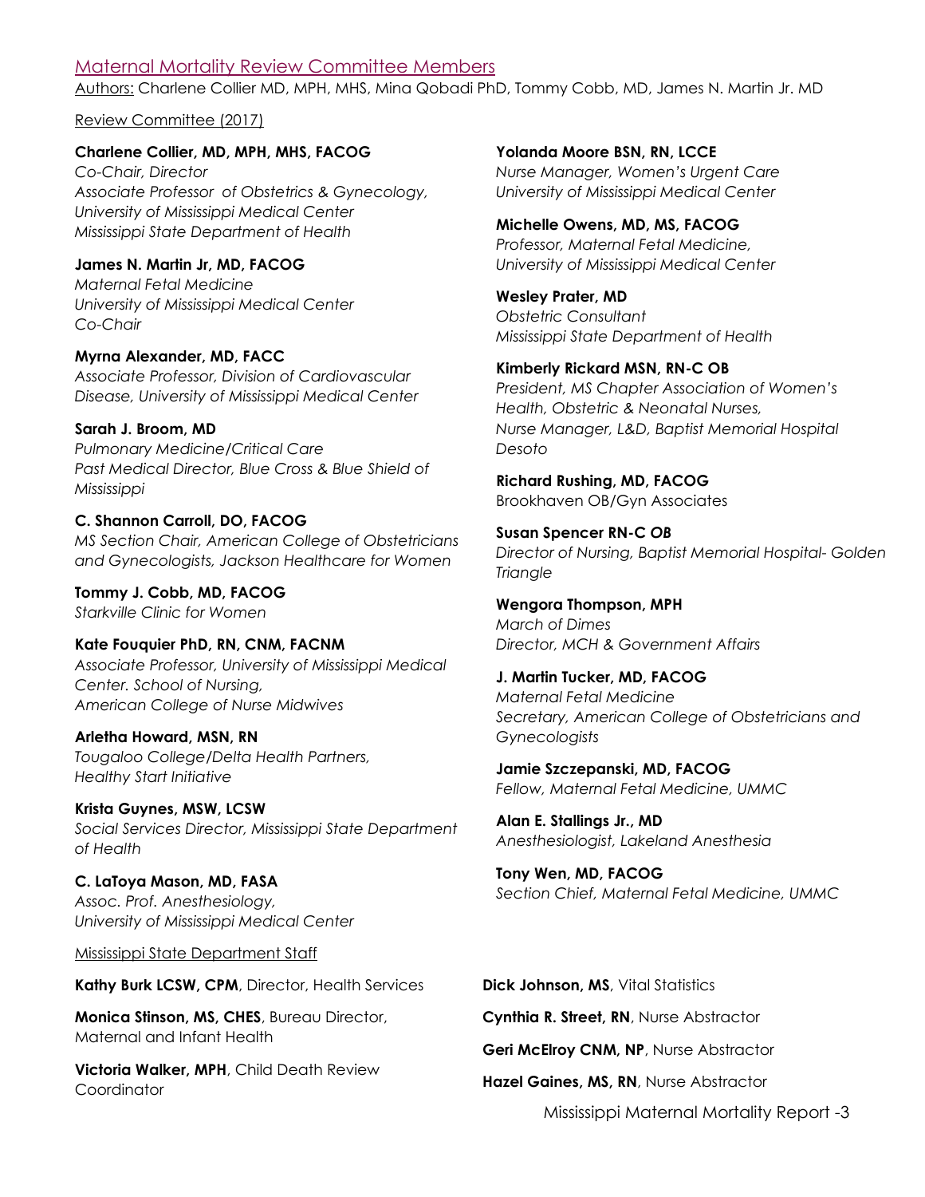## Maternal Mortality Review Committee Members

Authors: Charlene Collier MD, MPH, MHS, Mina Qobadi PhD, Tommy Cobb, MD, James N. Martin Jr. MD

Review Committee (2017)

**Charlene Collier, MD, MPH, MHS, FACOG**
*Co-Chair, Director*
*Associate Professor of Obstetrics & Gynecology,*
*University of Mississippi Medical Center*
*Mississippi State Department of Health*

**James N. Martin Jr, MD, FACOG**
*Maternal Fetal Medicine*
*University of Mississippi Medical Center*
*Co-Chair*

**Myrna Alexander, MD, FACC**
*Associate Professor, Division of Cardiovascular Disease, University of Mississippi Medical Center*

**Sarah J. Broom, MD**
*Pulmonary Medicine/Critical Care*
*Past Medical Director, Blue Cross & Blue Shield of Mississippi*

**C. Shannon Carroll, DO, FACOG**
*MS Section Chair, American College of Obstetricians and Gynecologists, Jackson Healthcare for Women*

**Tommy J. Cobb, MD, FACOG**
*Starkville Clinic for Women*

**Kate Fouquier PhD, RN, CNM, FACNM**
*Associate Professor, University of Mississippi Medical Center. School of Nursing,*
*American College of Nurse Midwives*

**Arletha Howard, MSN, RN**
*Tougaloo College/Delta Health Partners,*
*Healthy Start Initiative*

**Krista Guynes, MSW, LCSW**
*Social Services Director, Mississippi State Department of Health*

**C. LaToya Mason, MD, FASA**
*Assoc. Prof. Anesthesiology,*
*University of Mississippi Medical Center*

**Yolanda Moore BSN, RN, LCCE**
*Nurse Manager, Women's Urgent Care*
*University of Mississippi Medical Center*

**Michelle Owens, MD, MS, FACOG**
*Professor, Maternal Fetal Medicine,*
*University of Mississippi Medical Center*

**Wesley Prater, MD**
*Obstetric Consultant*
*Mississippi State Department of Health*

**Kimberly Rickard MSN, RN-C OB**
*President, MS Chapter Association of Women's Health, Obstetric & Neonatal Nurses,*
*Nurse Manager, L&D, Baptist Memorial Hospital Desoto*

**Richard Rushing, MD, FACOG**
Brookhaven OB/Gyn Associates

**Susan Spencer RN-C *OB***
*Director of Nursing, Baptist Memorial Hospital- Golden Triangle*

**Wengora Thompson, MPH**
*March of Dimes*
*Director, MCH & Government Affairs*

**J. Martin Tucker, MD, FACOG**
*Maternal Fetal Medicine*
*Secretary, American College of Obstetricians and Gynecologists*

**Jamie Szczepanski, MD, FACOG**
*Fellow, Maternal Fetal Medicine, UMMC*

**Alan E. Stallings Jr., MD**
*Anesthesiologist, Lakeland Anesthesia*

**Tony Wen, MD, FACOG**
*Section Chief, Maternal Fetal Medicine, UMMC*

Mississippi State Department Staff

**Kathy Burk LCSW, CPM**, Director, Health Services

**Monica Stinson, MS, CHES**, Bureau Director, Maternal and Infant Health

**Victoria Walker, MPH**, Child Death Review Coordinator

**Dick Johnson, MS**, Vital Statistics

**Cynthia R. Street, RN**, Nurse Abstractor

**Geri McElroy CNM, NP**, Nurse Abstractor

**Hazel Gaines, MS, RN**, Nurse Abstractor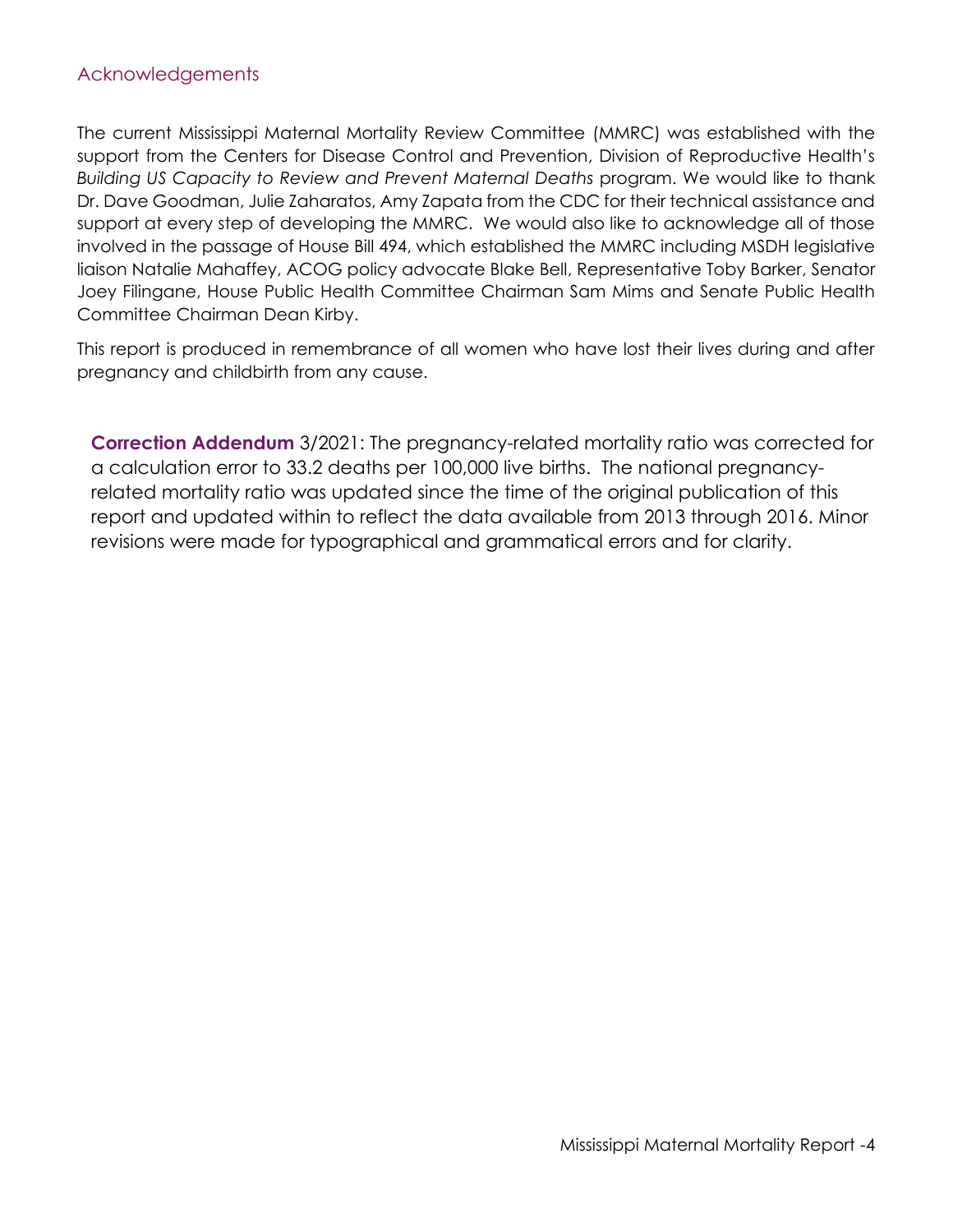## Acknowledgements

The current Mississippi Maternal Mortality Review Committee (MMRC) was established with the support from the Centers for Disease Control and Prevention, Division of Reproductive Health's *Building US Capacity to Review and Prevent Maternal Deaths* program. We would like to thank Dr. Dave Goodman, Julie Zaharatos, Amy Zapata from the CDC for their technical assistance and support at every step of developing the MMRC. We would also like to acknowledge all of those involved in the passage of House Bill 494, which established the MMRC including MSDH legislative liaison Natalie Mahaffey, ACOG policy advocate Blake Bell, Representative Toby Barker, Senator Joey Filingane, House Public Health Committee Chairman Sam Mims and Senate Public Health Committee Chairman Dean Kirby.

This report is produced in remembrance of all women who have lost their lives during and after pregnancy and childbirth from any cause.

**Correction Addendum** 3/2021: The pregnancy-related mortality ratio was corrected for a calculation error to 33.2 deaths per 100,000 live births. The national pregnancy-related mortality ratio was updated since the time of the original publication of this report and updated within to reflect the data available from 2013 through 2016. Minor revisions were made for typographical and grammatical errors and for clarity.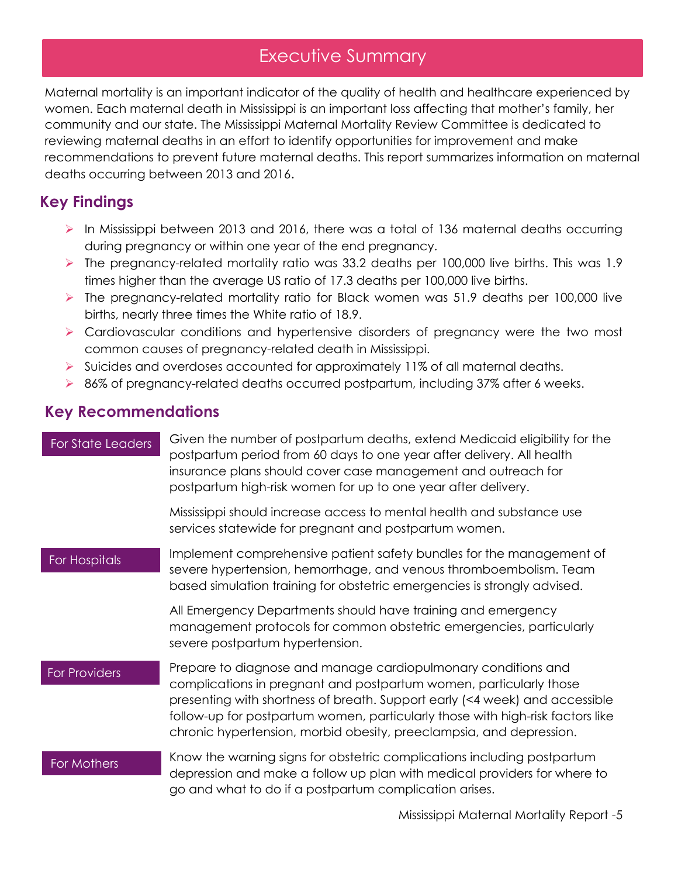# Executive Summary

Maternal mortality is an important indicator of the quality of health and healthcare experienced by women. Each maternal death in Mississippi is an important loss affecting that mother's family, her community and our state. The Mississippi Maternal Mortality Review Committee is dedicated to reviewing maternal deaths in an effort to identify opportunities for improvement and make recommendations to prevent future maternal deaths. This report summarizes information on maternal deaths occurring between 2013 and 2016.

## Key Findings

- In Mississippi between 2013 and 2016, there was a total of 136 maternal deaths occurring during pregnancy or within one year of the end pregnancy.
- The pregnancy-related mortality ratio was 33.2 deaths per 100,000 live births. This was 1.9 times higher than the average US ratio of 17.3 deaths per 100,000 live births.
- The pregnancy-related mortality ratio for Black women was 51.9 deaths per 100,000 live births, nearly three times the White ratio of 18.9.
- Cardiovascular conditions and hypertensive disorders of pregnancy were the two most common causes of pregnancy-related death in Mississippi.
- Suicides and overdoses accounted for approximately 11% of all maternal deaths.
- 86% of pregnancy-related deaths occurred postpartum, including 37% after 6 weeks.

## Key Recommendations

**For State Leaders**

Given the number of postpartum deaths, extend Medicaid eligibility for the postpartum period from 60 days to one year after delivery. All health insurance plans should cover case management and outreach for postpartum high-risk women for up to one year after delivery.

Mississippi should increase access to mental health and substance use services statewide for pregnant and postpartum women.

**For Hospitals**

Implement comprehensive patient safety bundles for the management of severe hypertension, hemorrhage, and venous thromboembolism. Team based simulation training for obstetric emergencies is strongly advised.

All Emergency Departments should have training and emergency management protocols for common obstetric emergencies, particularly severe postpartum hypertension.

**For Providers**

Prepare to diagnose and manage cardiopulmonary conditions and complications in pregnant and postpartum women, particularly those presenting with shortness of breath. Support early (<4 week) and accessible follow-up for postpartum women, particularly those with high-risk factors like chronic hypertension, morbid obesity, preeclampsia, and depression.

**For Mothers**

Know the warning signs for obstetric complications including postpartum depression and make a follow up plan with medical providers for where to go and what to do if a postpartum complication arises.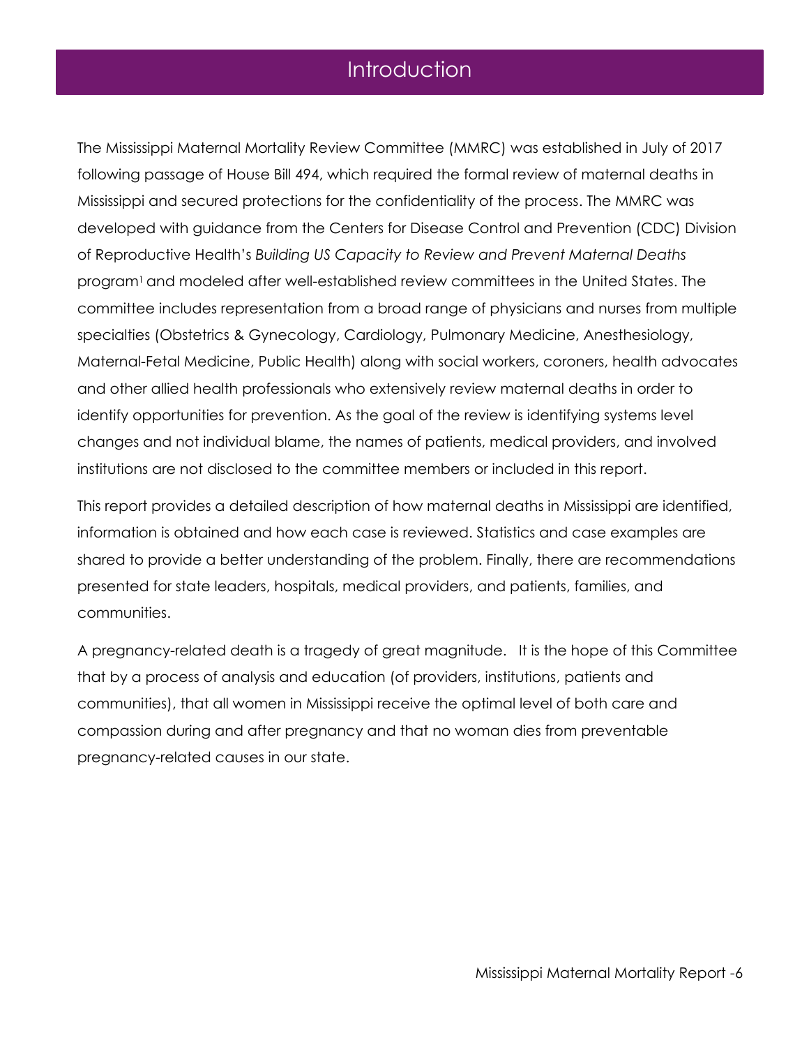# Introduction

The Mississippi Maternal Mortality Review Committee (MMRC) was established in July of 2017 following passage of House Bill 494, which required the formal review of maternal deaths in Mississippi and secured protections for the confidentiality of the process. The MMRC was developed with guidance from the Centers for Disease Control and Prevention (CDC) Division of Reproductive Health's *Building US Capacity to Review and Prevent Maternal Deaths* program[1] and modeled after well-established review committees in the United States. The committee includes representation from a broad range of physicians and nurses from multiple specialties (Obstetrics & Gynecology, Cardiology, Pulmonary Medicine, Anesthesiology, Maternal-Fetal Medicine, Public Health) along with social workers, coroners, health advocates and other allied health professionals who extensively review maternal deaths in order to identify opportunities for prevention. As the goal of the review is identifying systems level changes and not individual blame, the names of patients, medical providers, and involved institutions are not disclosed to the committee members or included in this report.

This report provides a detailed description of how maternal deaths in Mississippi are identified, information is obtained and how each case is reviewed. Statistics and case examples are shared to provide a better understanding of the problem. Finally, there are recommendations presented for state leaders, hospitals, medical providers, and patients, families, and communities.

A pregnancy-related death is a tragedy of great magnitude. It is the hope of this Committee that by a process of analysis and education (of providers, institutions, patients and communities), that all women in Mississippi receive the optimal level of both care and compassion during and after pregnancy and that no woman dies from preventable pregnancy-related causes in our state.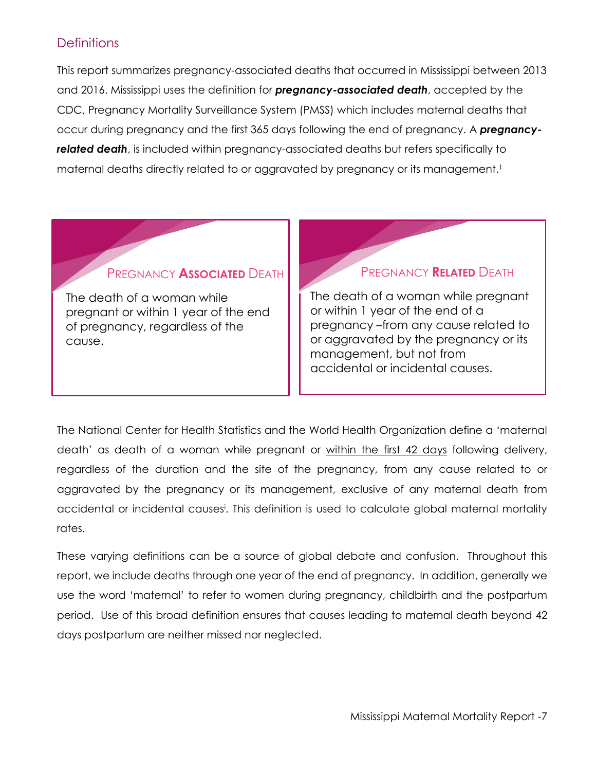## Definitions

This report summarizes pregnancy-associated deaths that occurred in Mississippi between 2013 and 2016. Mississippi uses the definition for ***pregnancy-associated death***, accepted by the CDC, Pregnancy Mortality Surveillance System (PMSS) which includes maternal deaths that occur during pregnancy and the first 365 days following the end of pregnancy. A ***pregnancy-related death***, is included within pregnancy-associated deaths but refers specifically to maternal deaths directly related to or aggravated by pregnancy or its management.[1]

### Pregnancy **Associated** Death

The death of a woman while pregnant or within 1 year of the end of pregnancy, regardless of the cause.

### Pregnancy **Related** Death

The death of a woman while pregnant or within 1 year of the end of a pregnancy –from any cause related to or aggravated by the pregnancy or its management, but not from accidental or incidental causes.

The National Center for Health Statistics and the World Health Organization define a 'maternal death' as death of a woman while pregnant or <u>within the first 42 days</u> following delivery, regardless of the duration and the site of the pregnancy, from any cause related to or aggravated by the pregnancy or its management, exclusive of any maternal death from accidental or incidental causes[i]. This definition is used to calculate global maternal mortality rates.

These varying definitions can be a source of global debate and confusion. Throughout this report, we include deaths through one year of the end of pregnancy. In addition, generally we use the word 'maternal' to refer to women during pregnancy, childbirth and the postpartum period. Use of this broad definition ensures that causes leading to maternal death beyond 42 days postpartum are neither missed nor neglected.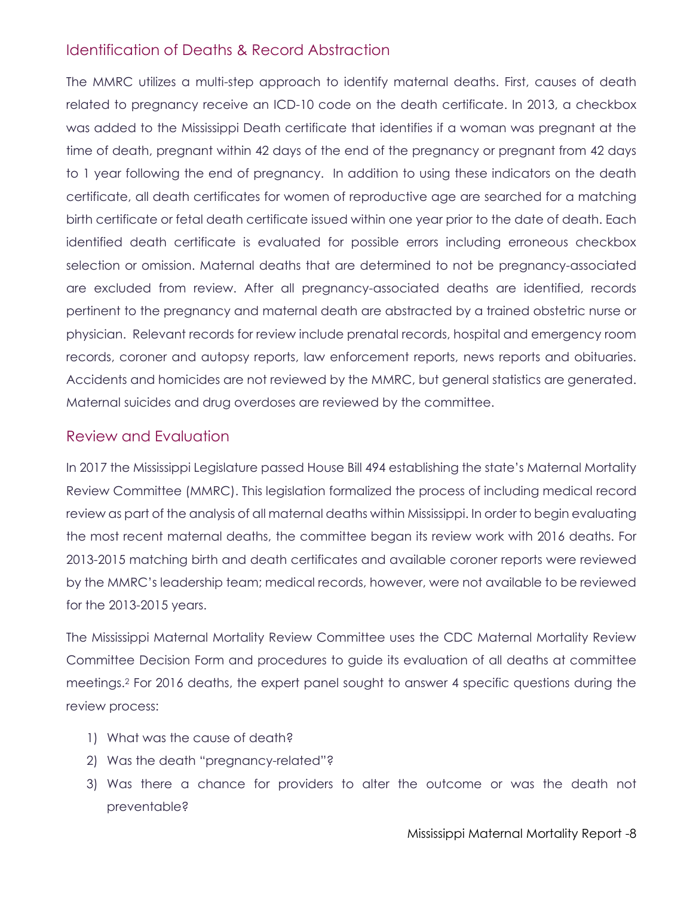## Identification of Deaths & Record Abstraction

The MMRC utilizes a multi-step approach to identify maternal deaths. First, causes of death related to pregnancy receive an ICD-10 code on the death certificate. In 2013, a checkbox was added to the Mississippi Death certificate that identifies if a woman was pregnant at the time of death, pregnant within 42 days of the end of the pregnancy or pregnant from 42 days to 1 year following the end of pregnancy. In addition to using these indicators on the death certificate, all death certificates for women of reproductive age are searched for a matching birth certificate or fetal death certificate issued within one year prior to the date of death. Each identified death certificate is evaluated for possible errors including erroneous checkbox selection or omission. Maternal deaths that are determined to not be pregnancy-associated are excluded from review. After all pregnancy-associated deaths are identified, records pertinent to the pregnancy and maternal death are abstracted by a trained obstetric nurse or physician. Relevant records for review include prenatal records, hospital and emergency room records, coroner and autopsy reports, law enforcement reports, news reports and obituaries. Accidents and homicides are not reviewed by the MMRC, but general statistics are generated. Maternal suicides and drug overdoses are reviewed by the committee.

## Review and Evaluation

In 2017 the Mississippi Legislature passed House Bill 494 establishing the state's Maternal Mortality Review Committee (MMRC). This legislation formalized the process of including medical record review as part of the analysis of all maternal deaths within Mississippi. In order to begin evaluating the most recent maternal deaths, the committee began its review work with 2016 deaths. For 2013-2015 matching birth and death certificates and available coroner reports were reviewed by the MMRC's leadership team; medical records, however, were not available to be reviewed for the 2013-2015 years.

The Mississippi Maternal Mortality Review Committee uses the CDC Maternal Mortality Review Committee Decision Form and procedures to guide its evaluation of all deaths at committee meetings.[2] For 2016 deaths, the expert panel sought to answer 4 specific questions during the review process:

1) What was the cause of death?
2) Was the death "pregnancy-related"?
3) Was there a chance for providers to alter the outcome or was the death not preventable?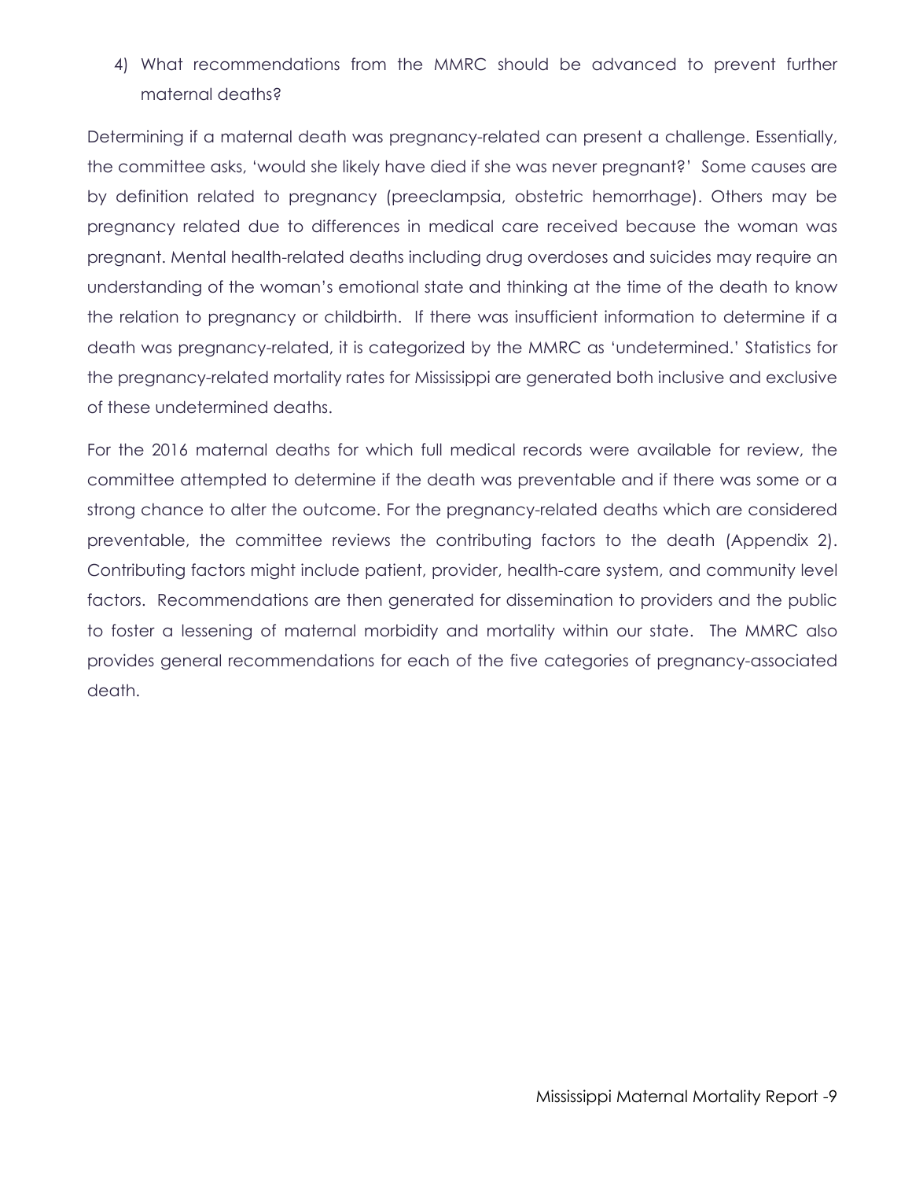4) What recommendations from the MMRC should be advanced to prevent further maternal deaths?

Determining if a maternal death was pregnancy-related can present a challenge. Essentially, the committee asks, 'would she likely have died if she was never pregnant?' Some causes are by definition related to pregnancy (preeclampsia, obstetric hemorrhage). Others may be pregnancy related due to differences in medical care received because the woman was pregnant. Mental health-related deaths including drug overdoses and suicides may require an understanding of the woman's emotional state and thinking at the time of the death to know the relation to pregnancy or childbirth. If there was insufficient information to determine if a death was pregnancy-related, it is categorized by the MMRC as 'undetermined.' Statistics for the pregnancy-related mortality rates for Mississippi are generated both inclusive and exclusive of these undetermined deaths.

For the 2016 maternal deaths for which full medical records were available for review, the committee attempted to determine if the death was preventable and if there was some or a strong chance to alter the outcome. For the pregnancy-related deaths which are considered preventable, the committee reviews the contributing factors to the death (Appendix 2). Contributing factors might include patient, provider, health-care system, and community level factors. Recommendations are then generated for dissemination to providers and the public to foster a lessening of maternal morbidity and mortality within our state. The MMRC also provides general recommendations for each of the five categories of pregnancy-associated death.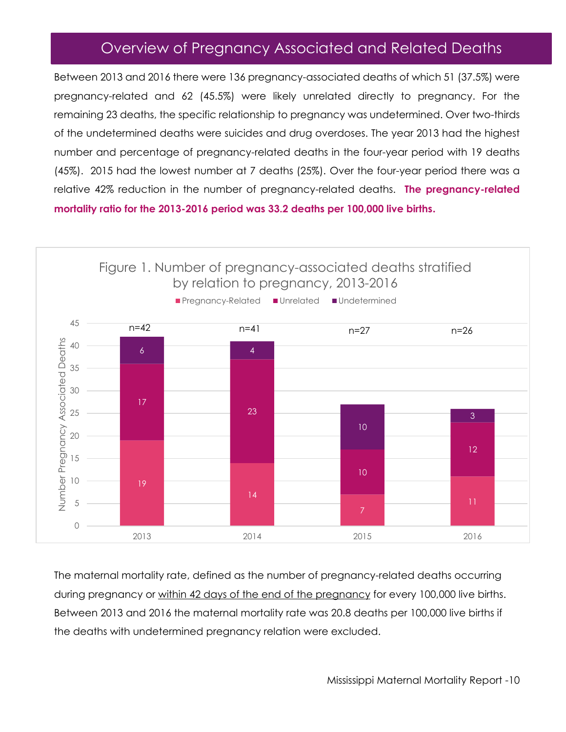# Overview of Pregnancy Associated and Related Deaths

Between 2013 and 2016 there were 136 pregnancy-associated deaths of which 51 (37.5%) were pregnancy-related and 62 (45.5%) were likely unrelated directly to pregnancy. For the remaining 23 deaths, the specific relationship to pregnancy was undetermined. Over two-thirds of the undetermined deaths were suicides and drug overdoses. The year 2013 had the highest number and percentage of pregnancy-related deaths in the four-year period with 19 deaths (45%). 2015 had the lowest number at 7 deaths (25%). Over the four-year period there was a relative 42% reduction in the number of pregnancy-related deaths. **The pregnancy-related mortality ratio for the 2013-2016 period was 33.2 deaths per 100,000 live births.**

Figure 1. Number of pregnancy-associated deaths stratified by relation to pregnancy, 2013-2016

| Year | Pregnancy-Related | Unrelated | Undetermined | Total |
|---|---|---|---|---|
| 2013 | 19 | 17 | 6 | n=42 |
| 2014 | 14 | 23 | 4 | n=41 |
| 2015 | 7 | 10 | 10 | n=27 |
| 2016 | 11 | 12 | 3 | n=26 |

The maternal mortality rate, defined as the number of pregnancy-related deaths occurring during pregnancy or within 42 days of the end of the pregnancy for every 100,000 live births. Between 2013 and 2016 the maternal mortality rate was 20.8 deaths per 100,000 live births if the deaths with undetermined pregnancy relation were excluded.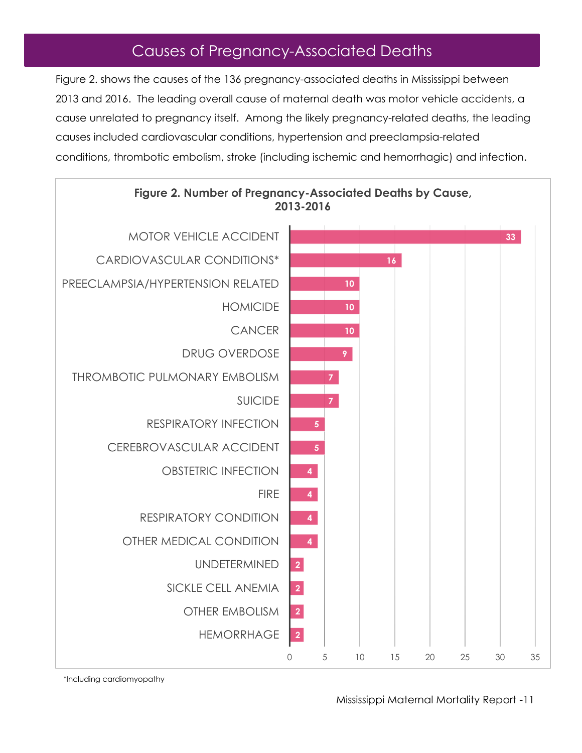## Causes of Pregnancy-Associated Deaths

Figure 2. shows the causes of the 136 pregnancy-associated deaths in Mississippi between 2013 and 2016. The leading overall cause of maternal death was motor vehicle accidents, a cause unrelated to pregnancy itself. Among the likely pregnancy-related deaths, the leading causes included cardiovascular conditions, hypertension and preeclampsia-related conditions, thrombotic embolism, stroke (including ischemic and hemorrhagic) and infection.

**Figure 2. Number of Pregnancy-Associated Deaths by Cause, 2013-2016**

| Cause | Number |
|---|---|
| MOTOR VEHICLE ACCIDENT | 33 |
| CARDIOVASCULAR CONDITIONS* | 16 |
| PREECLAMPSIA/HYPERTENSION RELATED | 10 |
| HOMICIDE | 10 |
| CANCER | 10 |
| DRUG OVERDOSE | 9 |
| THROMBOTIC PULMONARY EMBOLISM | 7 |
| SUICIDE | 7 |
| RESPIRATORY INFECTION | 5 |
| CEREBROVASCULAR ACCIDENT | 5 |
| OBSTETRIC INFECTION | 4 |
| FIRE | 4 |
| RESPIRATORY CONDITION | 4 |
| OTHER MEDICAL CONDITION | 4 |
| UNDETERMINED | 2 |
| SICKLE CELL ANEMIA | 2 |
| OTHER EMBOLISM | 2 |
| HEMORRHAGE | 2 |

*Including cardiomyopathy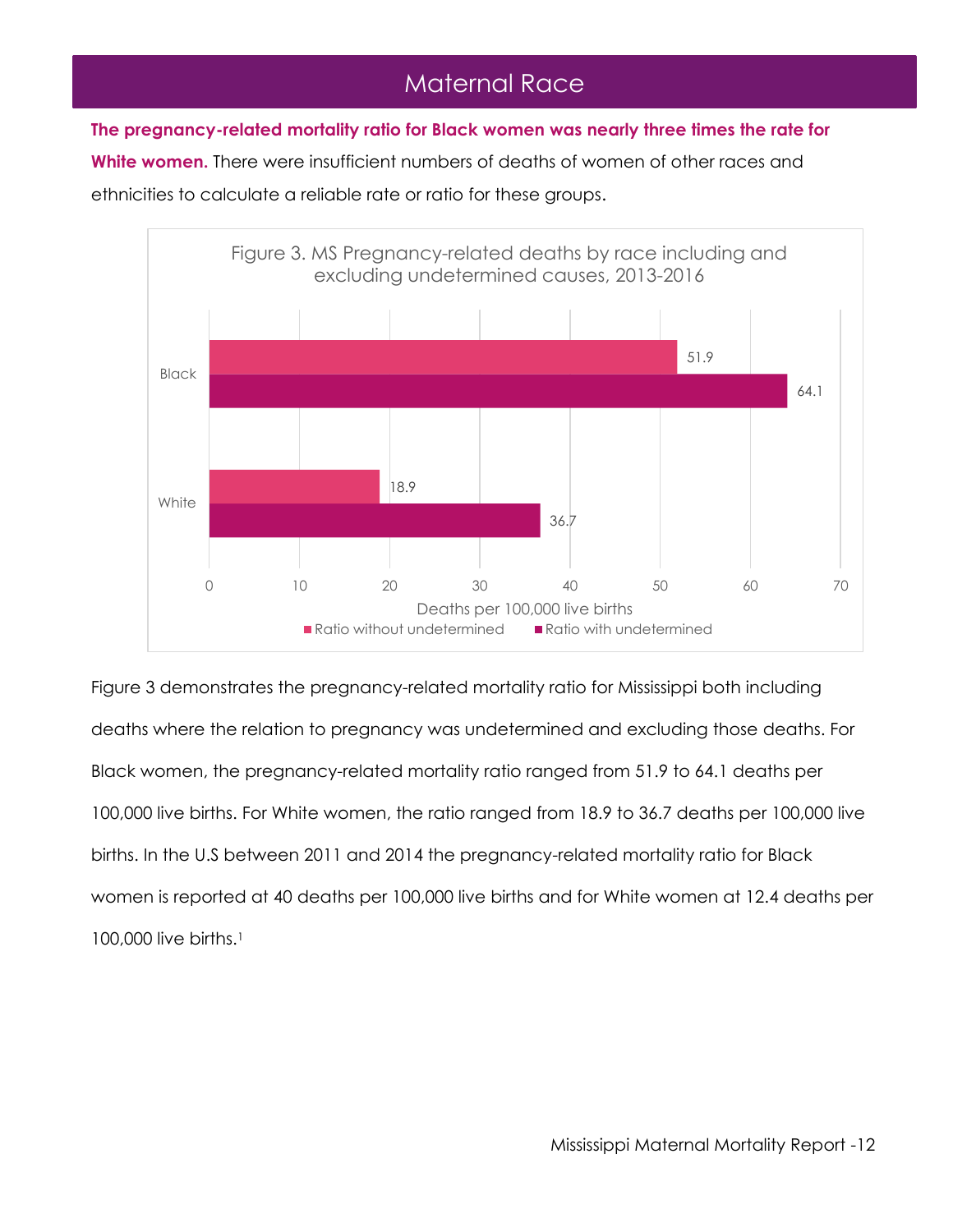## Maternal Race

**The pregnancy-related mortality ratio for Black women was nearly three times the rate for White women.** There were insufficient numbers of deaths of women of other races and ethnicities to calculate a reliable rate or ratio for these groups.

Figure 3. MS Pregnancy-related deaths by race including and excluding undetermined causes, 2013-2016

| Race | Ratio without undetermined | Ratio with undetermined |
| --- | --- | --- |
| Black | 51.9 | 64.1 |
| White | 18.9 | 36.7 |

Deaths per 100,000 live births

Figure 3 demonstrates the pregnancy-related mortality ratio for Mississippi both including deaths where the relation to pregnancy was undetermined and excluding those deaths. For Black women, the pregnancy-related mortality ratio ranged from 51.9 to 64.1 deaths per 100,000 live births. For White women, the ratio ranged from 18.9 to 36.7 deaths per 100,000 live births. In the U.S between 2011 and 2014 the pregnancy-related mortality ratio for Black women is reported at 40 deaths per 100,000 live births and for White women at 12.4 deaths per 100,000 live births.[1]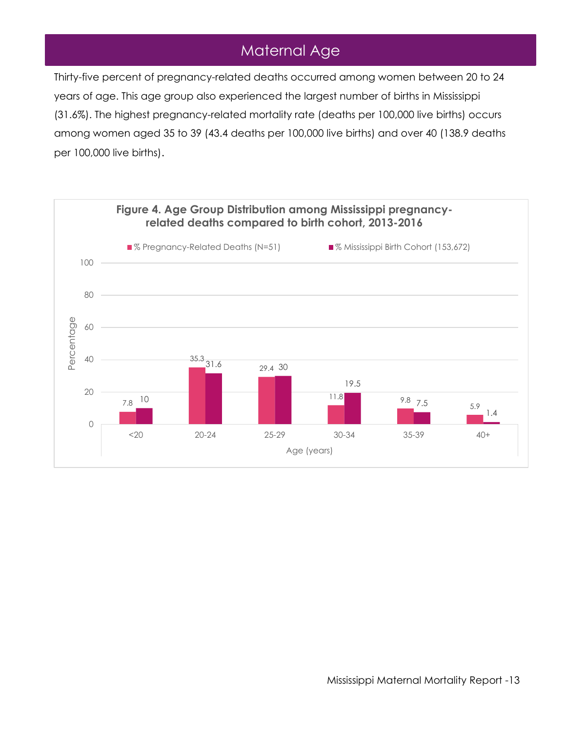# Maternal Age

Thirty-five percent of pregnancy-related deaths occurred among women between 20 to 24 years of age. This age group also experienced the largest number of births in Mississippi (31.6%). The highest pregnancy-related mortality rate (deaths per 100,000 live births) occurs among women aged 35 to 39 (43.4 deaths per 100,000 live births) and over 40 (138.9 deaths per 100,000 live births).

**Figure 4. Age Group Distribution among Mississippi pregnancy-related deaths compared to birth cohort, 2013-2016**

| Age (years) | % Pregnancy-Related Deaths (N=51) | % Mississippi Birth Cohort (153,672) |
|---|---|---|
| <20 | 7.8 | 10 |
| 20-24 | 35.3 | 31.6 |
| 25-29 | 29.4 | 30 |
| 30-34 | 11.8 | 19.5 |
| 35-39 | 9.8 | 7.5 |
| 40+ | 5.9 | 1.4 |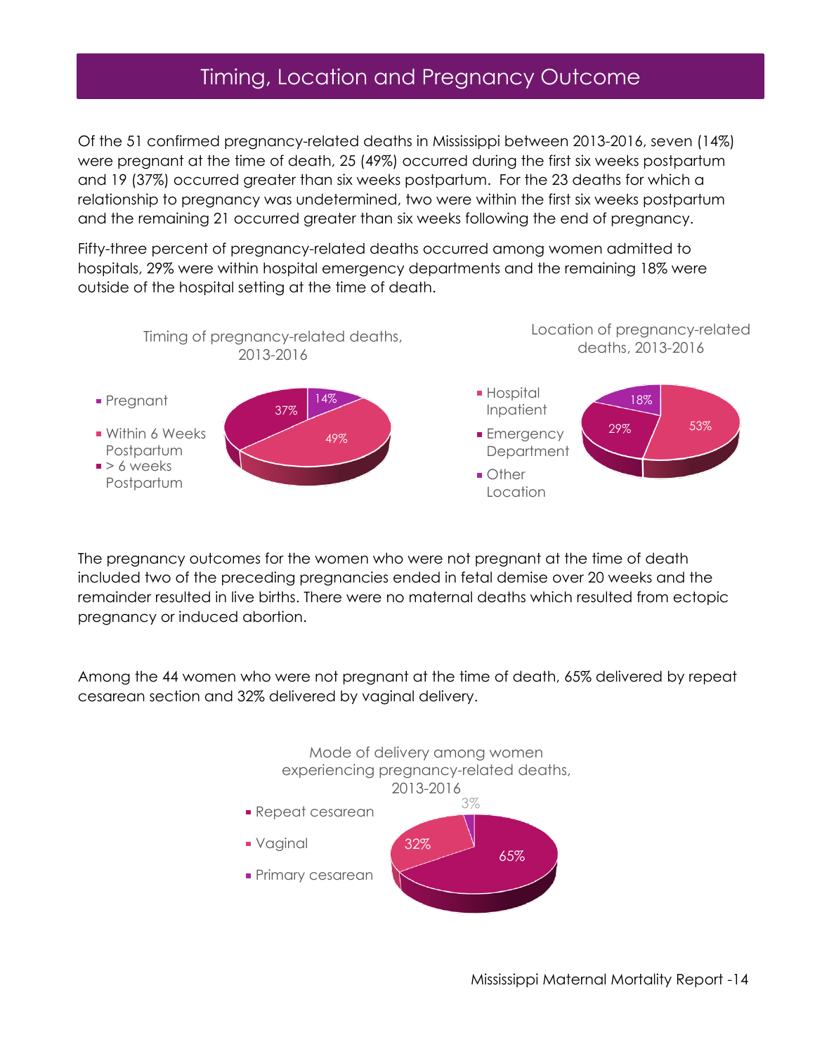# Timing, Location and Pregnancy Outcome

Of the 51 confirmed pregnancy-related deaths in Mississippi between 2013-2016, seven (14%) were pregnant at the time of death, 25 (49%) occurred during the first six weeks postpartum and 19 (37%) occurred greater than six weeks postpartum. For the 23 deaths for which a relationship to pregnancy was undetermined, two were within the first six weeks postpartum and the remaining 21 occurred greater than six weeks following the end of pregnancy.

Fifty-three percent of pregnancy-related deaths occurred among women admitted to hospitals, 29% were within hospital emergency departments and the remaining 18% were outside of the hospital setting at the time of death.

Timing of pregnancy-related deaths, 2013-2016

- Pregnant: 14%
- Within 6 Weeks Postpartum: 49%
- > 6 weeks Postpartum: 37%

Location of pregnancy-related deaths, 2013-2016

- Hospital Inpatient: 53%
- Emergency Department: 29%
- Other Location: 18%

The pregnancy outcomes for the women who were not pregnant at the time of death included two of the preceding pregnancies ended in fetal demise over 20 weeks and the remainder resulted in live births. There were no maternal deaths which resulted from ectopic pregnancy or induced abortion.

Among the 44 women who were not pregnant at the time of death, 65% delivered by repeat cesarean section and 32% delivered by vaginal delivery.

Mode of delivery among women experiencing pregnancy-related deaths, 2013-2016

- Repeat cesarean: 65%
- Vaginal: 32%
- Primary cesarean: 3%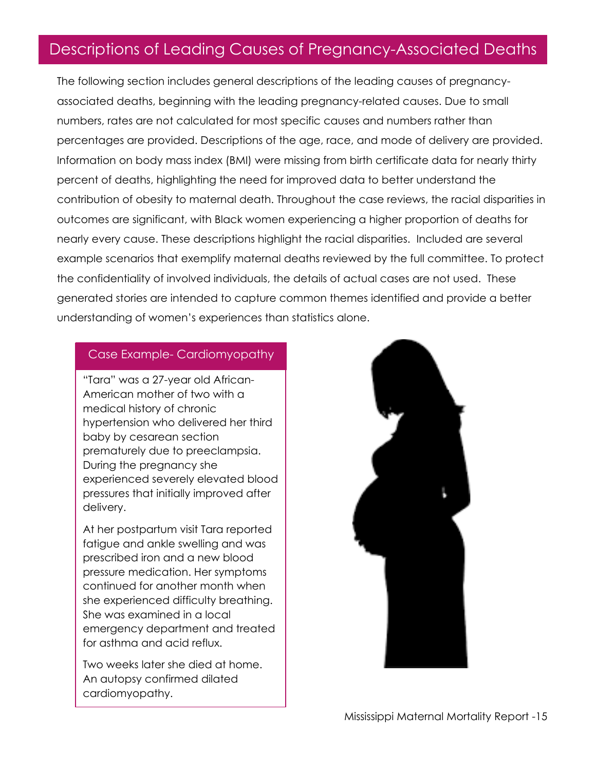# Descriptions of Leading Causes of Pregnancy-Associated Deaths

The following section includes general descriptions of the leading causes of pregnancy-associated deaths, beginning with the leading pregnancy-related causes. Due to small numbers, rates are not calculated for most specific causes and numbers rather than percentages are provided. Descriptions of the age, race, and mode of delivery are provided. Information on body mass index (BMI) were missing from birth certificate data for nearly thirty percent of deaths, highlighting the need for improved data to better understand the contribution of obesity to maternal death. Throughout the case reviews, the racial disparities in outcomes are significant, with Black women experiencing a higher proportion of deaths for nearly every cause. These descriptions highlight the racial disparities. Included are several example scenarios that exemplify maternal deaths reviewed by the full committee. To protect the confidentiality of involved individuals, the details of actual cases are not used. These generated stories are intended to capture common themes identified and provide a better understanding of women's experiences than statistics alone.

## Case Example- Cardiomyopathy

"Tara" was a 27-year old African-American mother of two with a medical history of chronic hypertension who delivered her third baby by cesarean section prematurely due to preeclampsia. During the pregnancy she experienced severely elevated blood pressures that initially improved after delivery.

At her postpartum visit Tara reported fatigue and ankle swelling and was prescribed iron and a new blood pressure medication. Her symptoms continued for another month when she experienced difficulty breathing. She was examined in a local emergency department and treated for asthma and acid reflux.

Two weeks later she died at home. An autopsy confirmed dilated cardiomyopathy.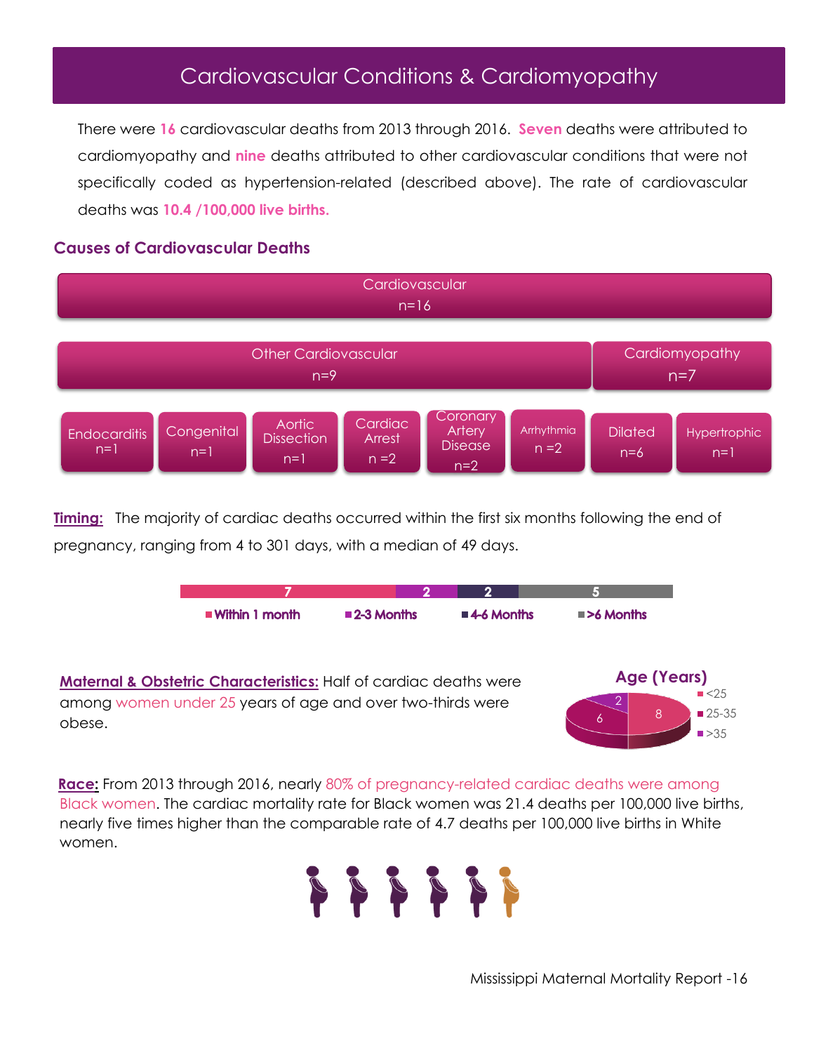# Cardiovascular Conditions & Cardiomyopathy

There were **16** cardiovascular deaths from 2013 through 2016. **Seven** deaths were attributed to cardiomyopathy and **nine** deaths attributed to other cardiovascular conditions that were not specifically coded as hypertension-related (described above). The rate of cardiovascular deaths was **10.4 /100,000 live births.**

## Causes of Cardiovascular Deaths

- Cardiovascular n=16
  - Other Cardiovascular n=9
    - Endocarditis n=1
    - Congenital n=1
    - Aortic Dissection n=1
    - Cardiac Arrest n =2
    - Coronary Artery Disease n=2
    - Arrhythmia n =2
  - Cardiomyopathy n=7
    - Dilated n=6
    - Hypertrophic n=1

**Timing:** The majority of cardiac deaths occurred within the first six months following the end of pregnancy, ranging from 4 to 301 days, with a median of 49 days.

| Within 1 month | 2-3 Months | 4-6 Months | >6 Months |
|---|---|---|---|
| 7 | 2 | 2 | 5 |

**Maternal & Obstetric Characteristics:** Half of cardiac deaths were among women under 25 years of age and over two-thirds were obese.

**Age (Years)**

| <25 | 25-35 | >35 |
|---|---|---|
| 8 | 6 | 2 |

**Race:** From 2013 through 2016, nearly 80% of pregnancy-related cardiac deaths were among Black women. The cardiac mortality rate for Black women was 21.4 deaths per 100,000 live births, nearly five times higher than the comparable rate of 4.7 deaths per 100,000 live births in White women.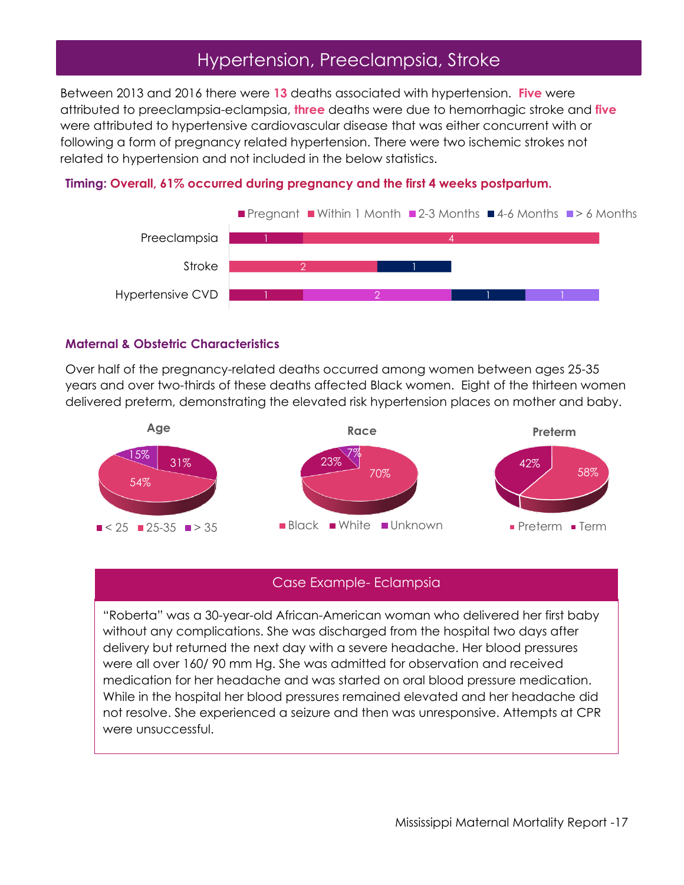# Hypertension, Preeclampsia, Stroke

Between 2013 and 2016 there were **13** deaths associated with hypertension. **Five** were attributed to preeclampsia-eclampsia, **three** deaths were due to hemorrhagic stroke and **five** were attributed to hypertensive cardiovascular disease that was either concurrent with or following a form of pregnancy related hypertension. There were two ischemic strokes not related to hypertension and not included in the below statistics.

**Timing: Overall, 61% occurred during pregnancy and the first 4 weeks postpartum.**

| | Pregnant | Within 1 Month | 2-3 Months | 4-6 Months | > 6 Months |
|---|---|---|---|---|---|
| Preeclampsia | 1 | 4 | | | |
| Stroke | | 2 | | 1 | |
| Hypertensive CVD | 1 | | 2 | 1 | 1 |

### Maternal & Obstetric Characteristics

Over half of the pregnancy-related deaths occurred among women between ages 25-35 years and over two-thirds of these deaths affected Black women. Eight of the thirteen women delivered preterm, demonstrating the elevated risk hypertension places on mother and baby.

**Age**

| Age | Percent |
|---|---|
| < 25 | 31% |
| 25-35 | 54% |
| > 35 | 15% |

**Race**

| Race | Percent |
|---|---|
| Black | 70% |
| White | 23% |
| Unknown | 7% |

**Preterm**

| | Percent |
|---|---|
| Preterm | 58% |
| Term | 42% |

### Case Example- Eclampsia

"Roberta" was a 30-year-old African-American woman who delivered her first baby without any complications. She was discharged from the hospital two days after delivery but returned the next day with a severe headache. Her blood pressures were all over 160/ 90 mm Hg. She was admitted for observation and received medication for her headache and was started on oral blood pressure medication. While in the hospital her blood pressures remained elevated and her headache did not resolve. She experienced a seizure and then was unresponsive. Attempts at CPR were unsuccessful.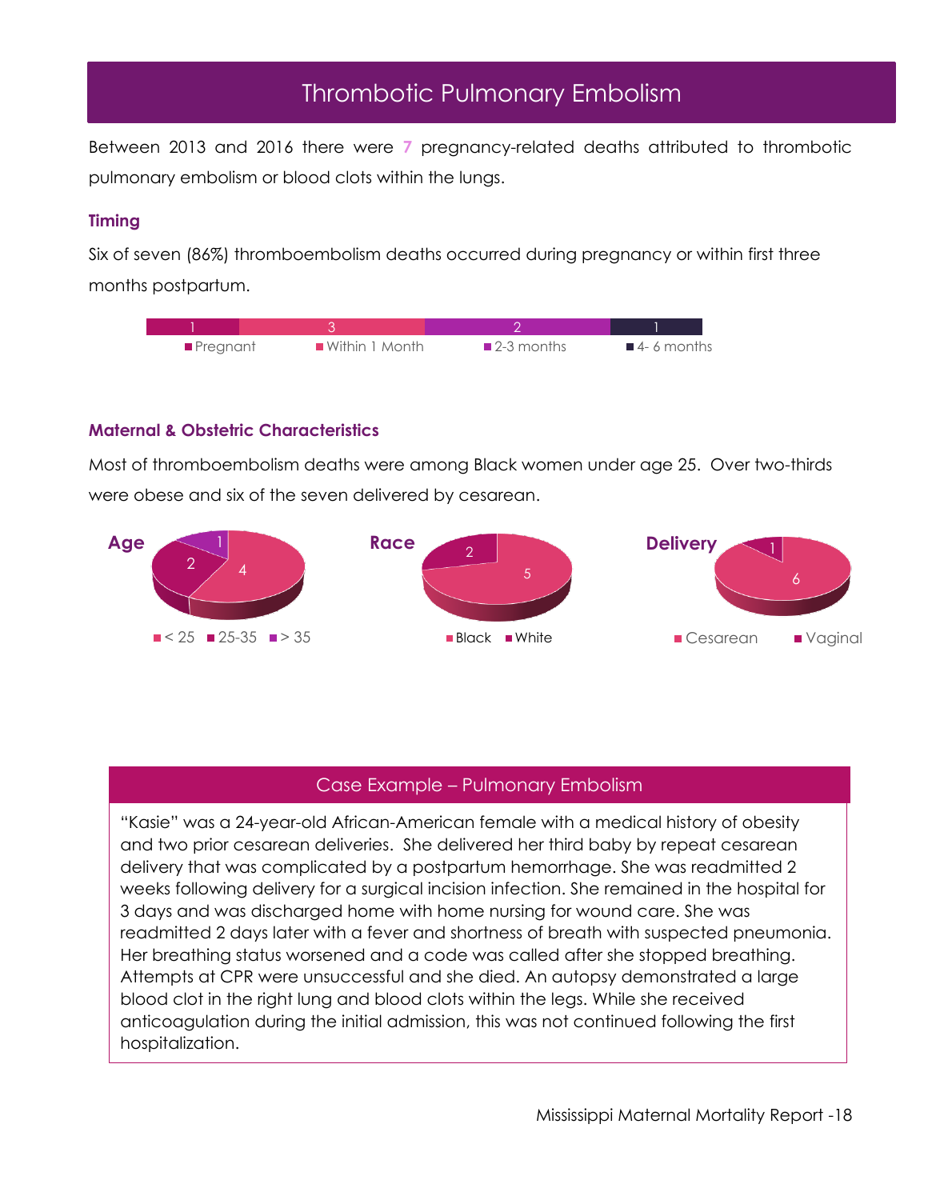# Thrombotic Pulmonary Embolism

Between 2013 and 2016 there were **7** pregnancy-related deaths attributed to thrombotic pulmonary embolism or blood clots within the lungs.

### Timing

Six of seven (86%) thromboembolism deaths occurred during pregnancy or within first three months postpartum.

| Pregnant | Within 1 Month | 2-3 months | 4- 6 months |
|---|---|---|---|
| 1 | 3 | 2 | 1 |

### Maternal & Obstetric Characteristics

Most of thromboembolism deaths were among Black women under age 25. Over two-thirds were obese and six of the seven delivered by cesarean.

**Age**

| < 25 | 25-35 | > 35 |
|---|---|---|
| 4 | 2 | 1 |

**Race**

| Black | White |
|---|---|
| 5 | 2 |

**Delivery**

| Cesarean | Vaginal |
|---|---|
| 6 | 1 |

## Case Example – Pulmonary Embolism

"Kasie" was a 24-year-old African-American female with a medical history of obesity and two prior cesarean deliveries. She delivered her third baby by repeat cesarean delivery that was complicated by a postpartum hemorrhage. She was readmitted 2 weeks following delivery for a surgical incision infection. She remained in the hospital for 3 days and was discharged home with home nursing for wound care. She was readmitted 2 days later with a fever and shortness of breath with suspected pneumonia. Her breathing status worsened and a code was called after she stopped breathing. Attempts at CPR were unsuccessful and she died. An autopsy demonstrated a large blood clot in the right lung and blood clots within the legs. While she received anticoagulation during the initial admission, this was not continued following the first hospitalization.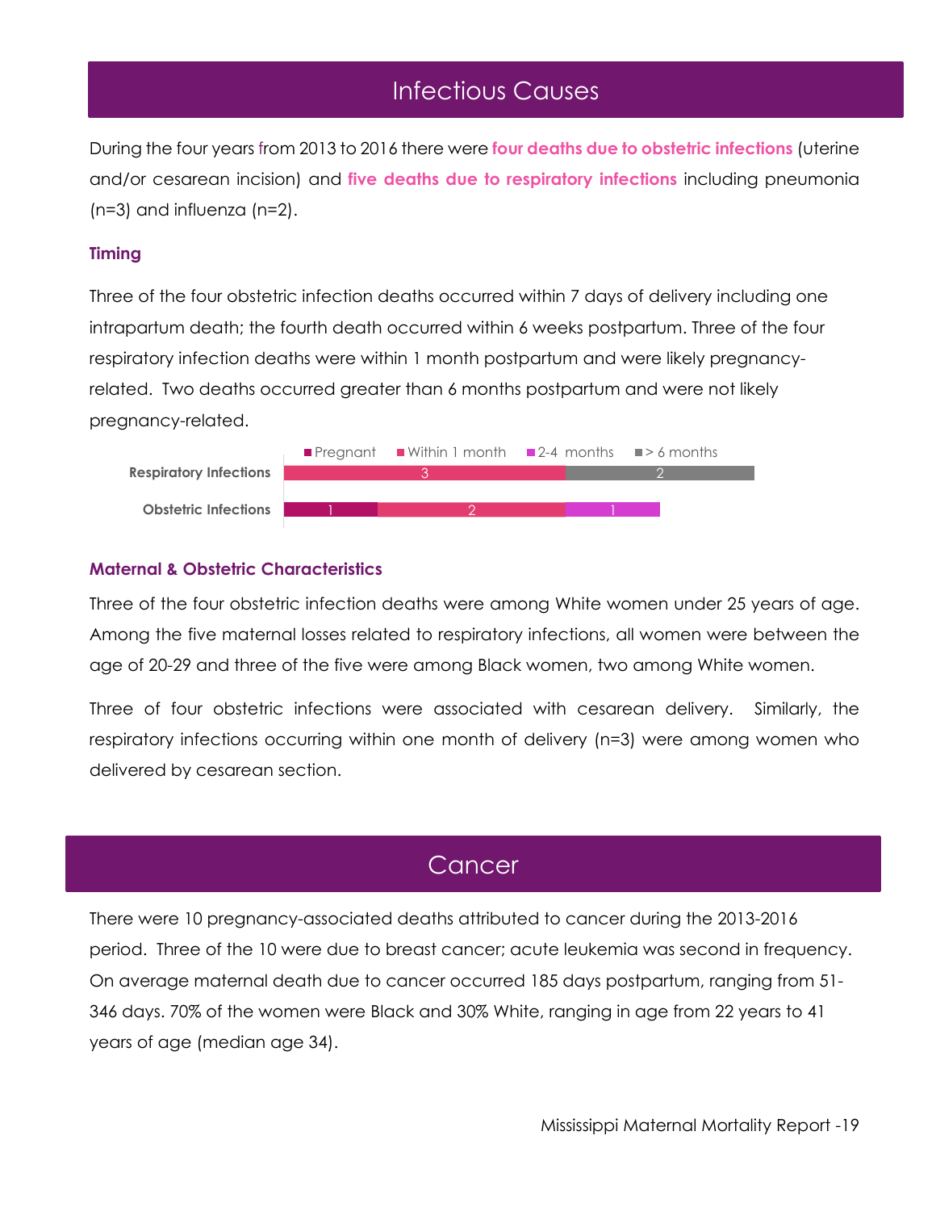# Infectious Causes

During the four years from 2013 to 2016 there were **four deaths due to obstetric infections** (uterine and/or cesarean incision) and **five deaths due to respiratory infections** including pneumonia (n=3) and influenza (n=2).

### Timing

Three of the four obstetric infection deaths occurred within 7 days of delivery including one intrapartum death; the fourth death occurred within 6 weeks postpartum. Three of the four respiratory infection deaths were within 1 month postpartum and were likely pregnancy-related. Two deaths occurred greater than 6 months postpartum and were not likely pregnancy-related.

| | Pregnant | Within 1 month | 2-4 months | > 6 months |
|---|---|---|---|---|
| Respiratory Infections | | 3 | | 2 |
| Obstetric Infections | 1 | 2 | 1 | |

### Maternal & Obstetric Characteristics

Three of the four obstetric infection deaths were among White women under 25 years of age. Among the five maternal losses related to respiratory infections, all women were between the age of 20-29 and three of the five were among Black women, two among White women.

Three of four obstetric infections were associated with cesarean delivery. Similarly, the respiratory infections occurring within one month of delivery (n=3) were among women who delivered by cesarean section.

# Cancer

There were 10 pregnancy-associated deaths attributed to cancer during the 2013-2016 period. Three of the 10 were due to breast cancer; acute leukemia was second in frequency. On average maternal death due to cancer occurred 185 days postpartum, ranging from 51-346 days. 70% of the women were Black and 30% White, ranging in age from 22 years to 41 years of age (median age 34).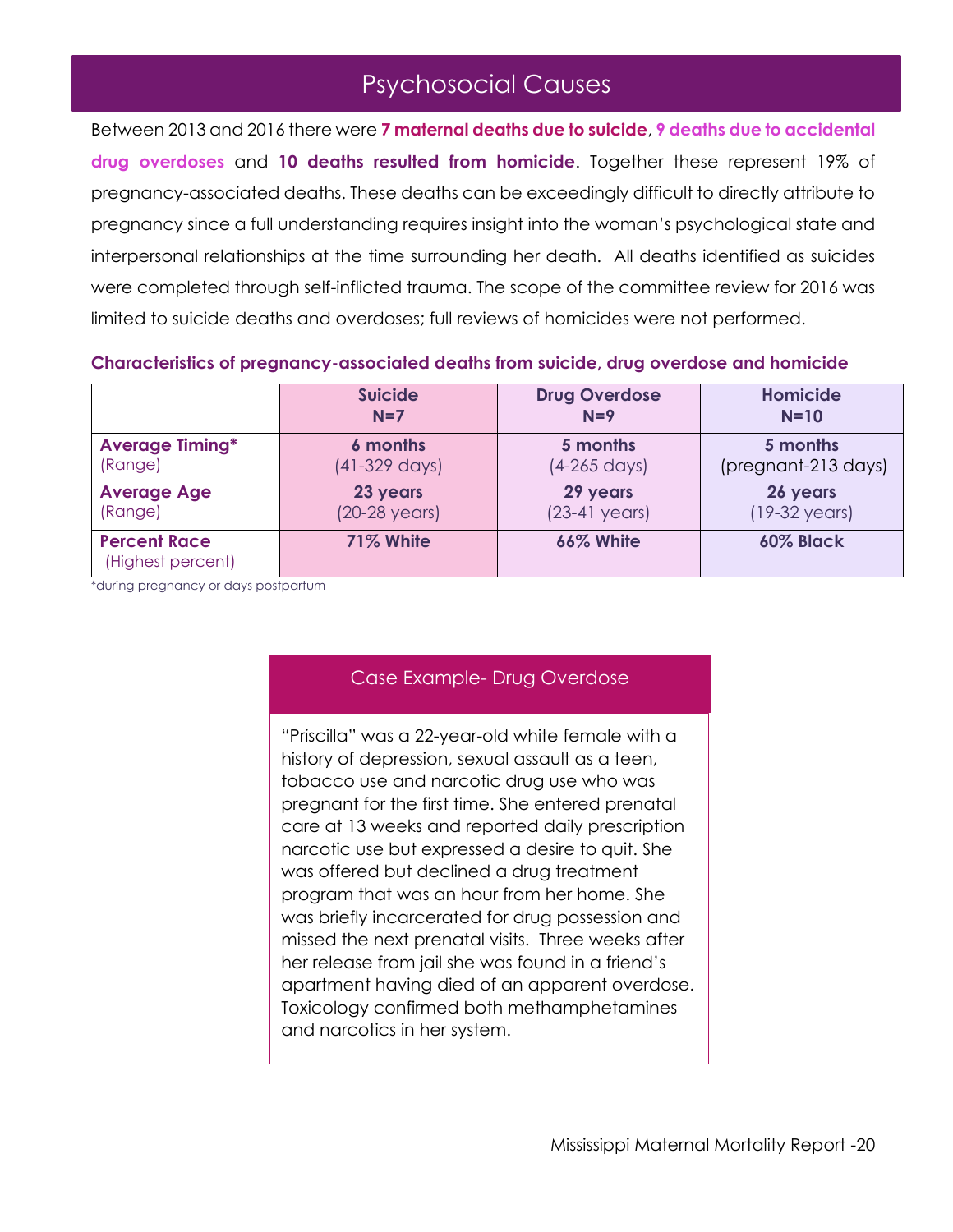# Psychosocial Causes

Between 2013 and 2016 there were **7 maternal deaths due to suicide**, **9 deaths due to accidental drug overdoses** and **10 deaths resulted from homicide**. Together these represent 19% of pregnancy-associated deaths. These deaths can be exceedingly difficult to directly attribute to pregnancy since a full understanding requires insight into the woman's psychological state and interpersonal relationships at the time surrounding her death. All deaths identified as suicides were completed through self-inflicted trauma. The scope of the committee review for 2016 was limited to suicide deaths and overdoses; full reviews of homicides were not performed.

**Characteristics of pregnancy-associated deaths from suicide, drug overdose and homicide**

| | **Suicide N=7** | **Drug Overdose N=9** | **Homicide N=10** |
|---|---|---|---|
| **Average Timing*** (Range) | **6 months** (41-329 days) | **5 months** (4-265 days) | **5 months** (pregnant-213 days) |
| **Average Age** (Range) | **23 years** (20-28 years) | **29 years** (23-41 years) | **26 years** (19-32 years) |
| **Percent Race** (Highest percent) | **71% White** | **66% White** | **60% Black** |

*during pregnancy or days postpartum

## Case Example- Drug Overdose

"Priscilla" was a 22-year-old white female with a history of depression, sexual assault as a teen, tobacco use and narcotic drug use who was pregnant for the first time. She entered prenatal care at 13 weeks and reported daily prescription narcotic use but expressed a desire to quit. She was offered but declined a drug treatment program that was an hour from her home. She was briefly incarcerated for drug possession and missed the next prenatal visits. Three weeks after her release from jail she was found in a friend's apartment having died of an apparent overdose. Toxicology confirmed both methamphetamines and narcotics in her system.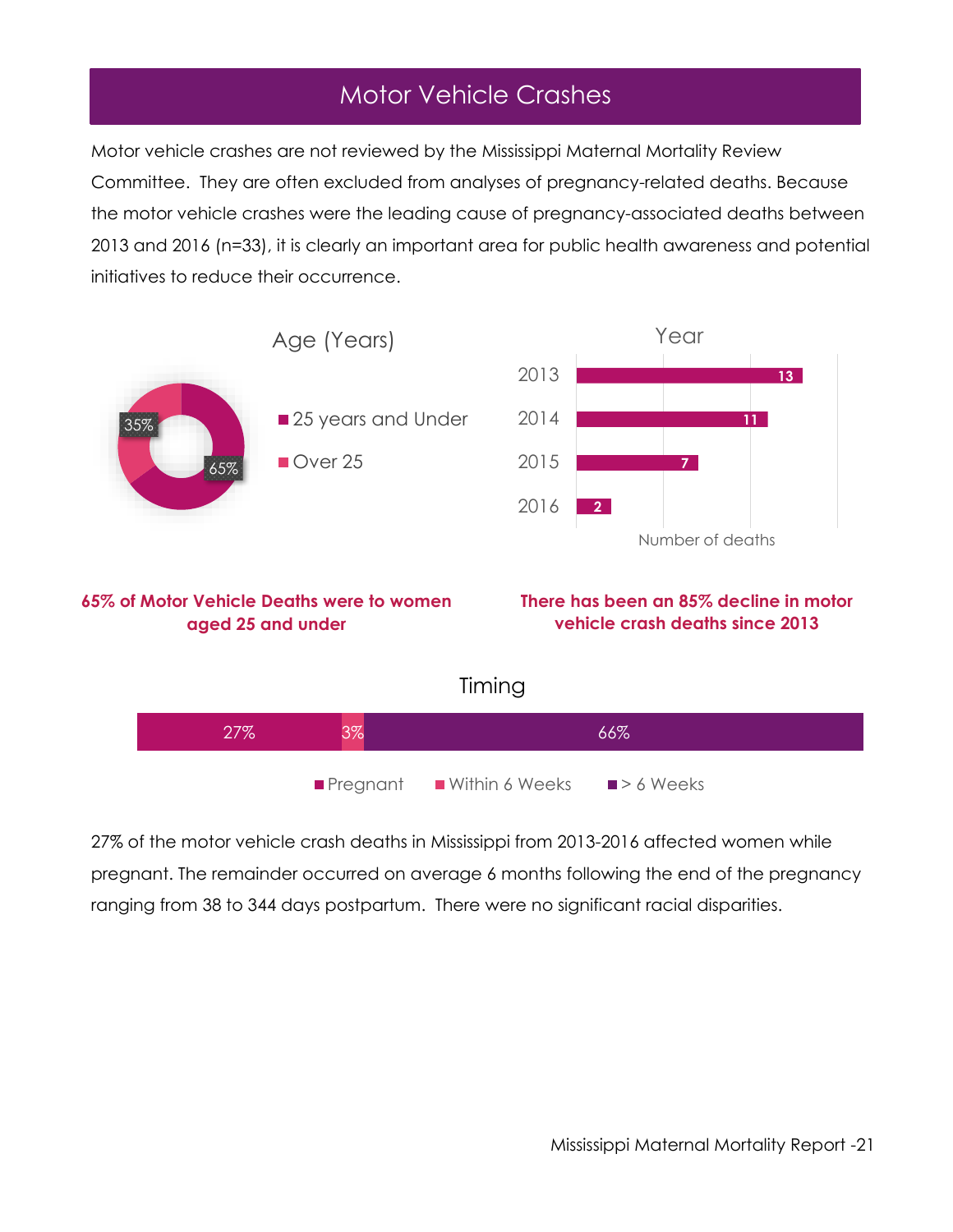# Motor Vehicle Crashes

Motor vehicle crashes are not reviewed by the Mississippi Maternal Mortality Review Committee. They are often excluded from analyses of pregnancy-related deaths. Because the motor vehicle crashes were the leading cause of pregnancy-associated deaths between 2013 and 2016 (n=33), it is clearly an important area for public health awareness and potential initiatives to reduce their occurrence.

Age (Years)

- 25 years and Under: 65%
- Over 25: 35%

Year

| Year | Number of deaths |
|---|---|
| 2013 | 13 |
| 2014 | 11 |
| 2015 | 7 |
| 2016 | 2 |

**65% of Motor Vehicle Deaths were to women aged 25 and under**

**There has been an 85% decline in motor vehicle crash deaths since 2013**

Timing

- Pregnant: 27%
- Within 6 Weeks: 3%
- > 6 Weeks: 66%

27% of the motor vehicle crash deaths in Mississippi from 2013-2016 affected women while pregnant. The remainder occurred on average 6 months following the end of the pregnancy ranging from 38 to 344 days postpartum. There were no significant racial disparities.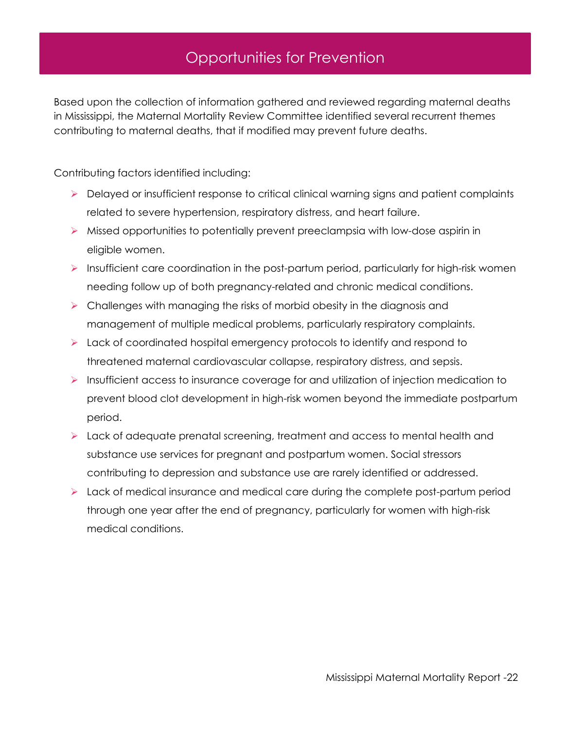# Opportunities for Prevention

Based upon the collection of information gathered and reviewed regarding maternal deaths in Mississippi, the Maternal Mortality Review Committee identified several recurrent themes contributing to maternal deaths, that if modified may prevent future deaths.

Contributing factors identified including:

- Delayed or insufficient response to critical clinical warning signs and patient complaints related to severe hypertension, respiratory distress, and heart failure.
- Missed opportunities to potentially prevent preeclampsia with low-dose aspirin in eligible women.
- Insufficient care coordination in the post-partum period, particularly for high-risk women needing follow up of both pregnancy-related and chronic medical conditions.
- Challenges with managing the risks of morbid obesity in the diagnosis and management of multiple medical problems, particularly respiratory complaints.
- Lack of coordinated hospital emergency protocols to identify and respond to threatened maternal cardiovascular collapse, respiratory distress, and sepsis.
- Insufficient access to insurance coverage for and utilization of injection medication to prevent blood clot development in high-risk women beyond the immediate postpartum period.
- Lack of adequate prenatal screening, treatment and access to mental health and substance use services for pregnant and postpartum women. Social stressors contributing to depression and substance use are rarely identified or addressed.
- Lack of medical insurance and medical care during the complete post-partum period through one year after the end of pregnancy, particularly for women with high-risk medical conditions.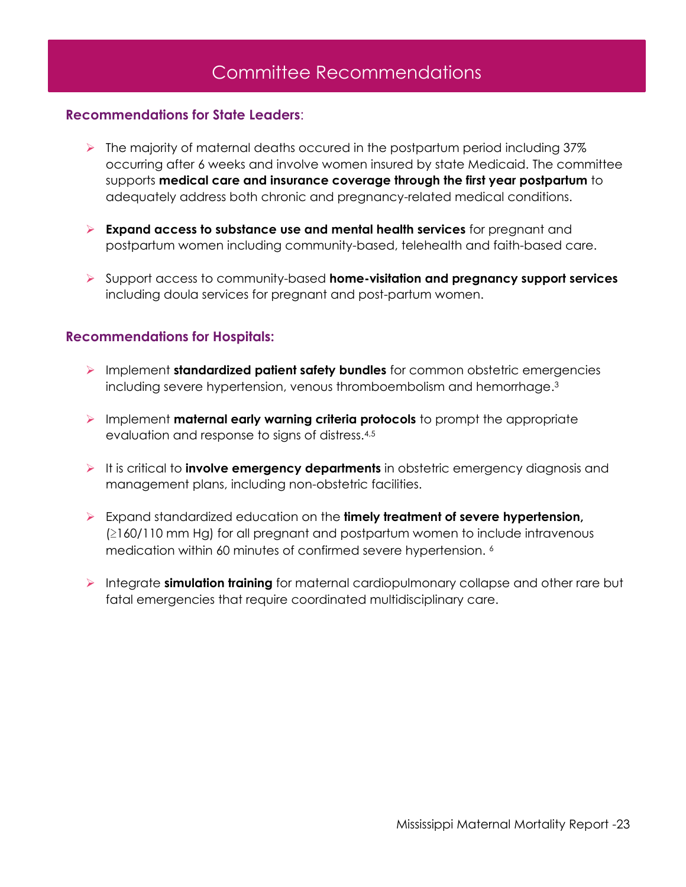# Committee Recommendations

**Recommendations for State Leaders**:

- The majority of maternal deaths occured in the postpartum period including 37% occurring after 6 weeks and involve women insured by state Medicaid. The committee supports **medical care and insurance coverage through the first year postpartum** to adequately address both chronic and pregnancy-related medical conditions.
- **Expand access to substance use and mental health services** for pregnant and postpartum women including community-based, telehealth and faith-based care.
- Support access to community-based **home-visitation and pregnancy support services** including doula services for pregnant and post-partum women.

**Recommendations for Hospitals:**

- Implement **standardized patient safety bundles** for common obstetric emergencies including severe hypertension, venous thromboembolism and hemorrhage.[3]
- Implement **maternal early warning criteria protocols** to prompt the appropriate evaluation and response to signs of distress.[4,5]
- It is critical to **involve emergency departments** in obstetric emergency diagnosis and management plans, including non-obstetric facilities.
- Expand standardized education on the **timely treatment of severe hypertension,** (≥160/110 mm Hg) for all pregnant and postpartum women to include intravenous medication within 60 minutes of confirmed severe hypertension. [6]
- Integrate **simulation training** for maternal cardiopulmonary collapse and other rare but fatal emergencies that require coordinated multidisciplinary care.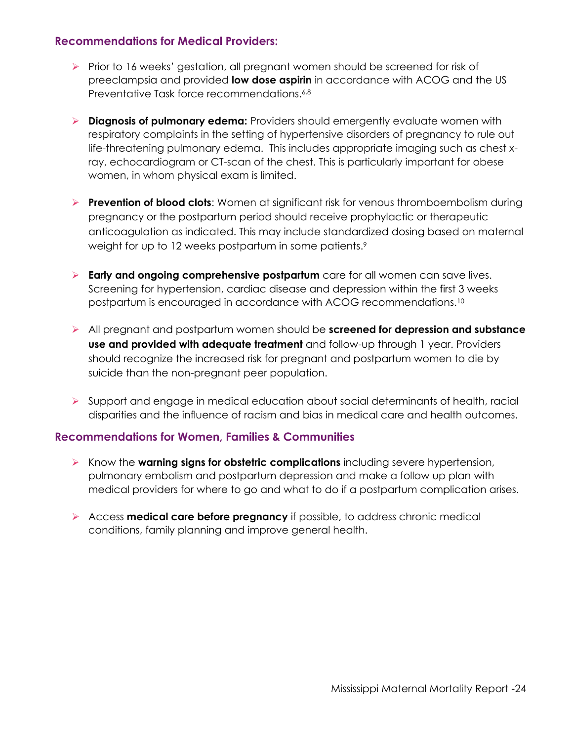### Recommendations for Medical Providers:

- Prior to 16 weeks' gestation, all pregnant women should be screened for risk of preeclampsia and provided **low dose aspirin** in accordance with ACOG and the US Preventative Task force recommendations.[6,8]

- **Diagnosis of pulmonary edema:** Providers should emergently evaluate women with respiratory complaints in the setting of hypertensive disorders of pregnancy to rule out life-threatening pulmonary edema. This includes appropriate imaging such as chest x-ray, echocardiogram or CT-scan of the chest. This is particularly important for obese women, in whom physical exam is limited.

- **Prevention of blood clots**: Women at significant risk for venous thromboembolism during pregnancy or the postpartum period should receive prophylactic or therapeutic anticoagulation as indicated. This may include standardized dosing based on maternal weight for up to 12 weeks postpartum in some patients.[9]

- **Early and ongoing comprehensive postpartum** care for all women can save lives. Screening for hypertension, cardiac disease and depression within the first 3 weeks postpartum is encouraged in accordance with ACOG recommendations.[10]

- All pregnant and postpartum women should be **screened for depression and substance use and provided with adequate treatment** and follow-up through 1 year. Providers should recognize the increased risk for pregnant and postpartum women to die by suicide than the non-pregnant peer population.

- Support and engage in medical education about social determinants of health, racial disparities and the influence of racism and bias in medical care and health outcomes.

### Recommendations for Women, Families & Communities

- Know the **warning signs for obstetric complications** including severe hypertension, pulmonary embolism and postpartum depression and make a follow up plan with medical providers for where to go and what to do if a postpartum complication arises.

- Access **medical care before pregnancy** if possible, to address chronic medical conditions, family planning and improve general health.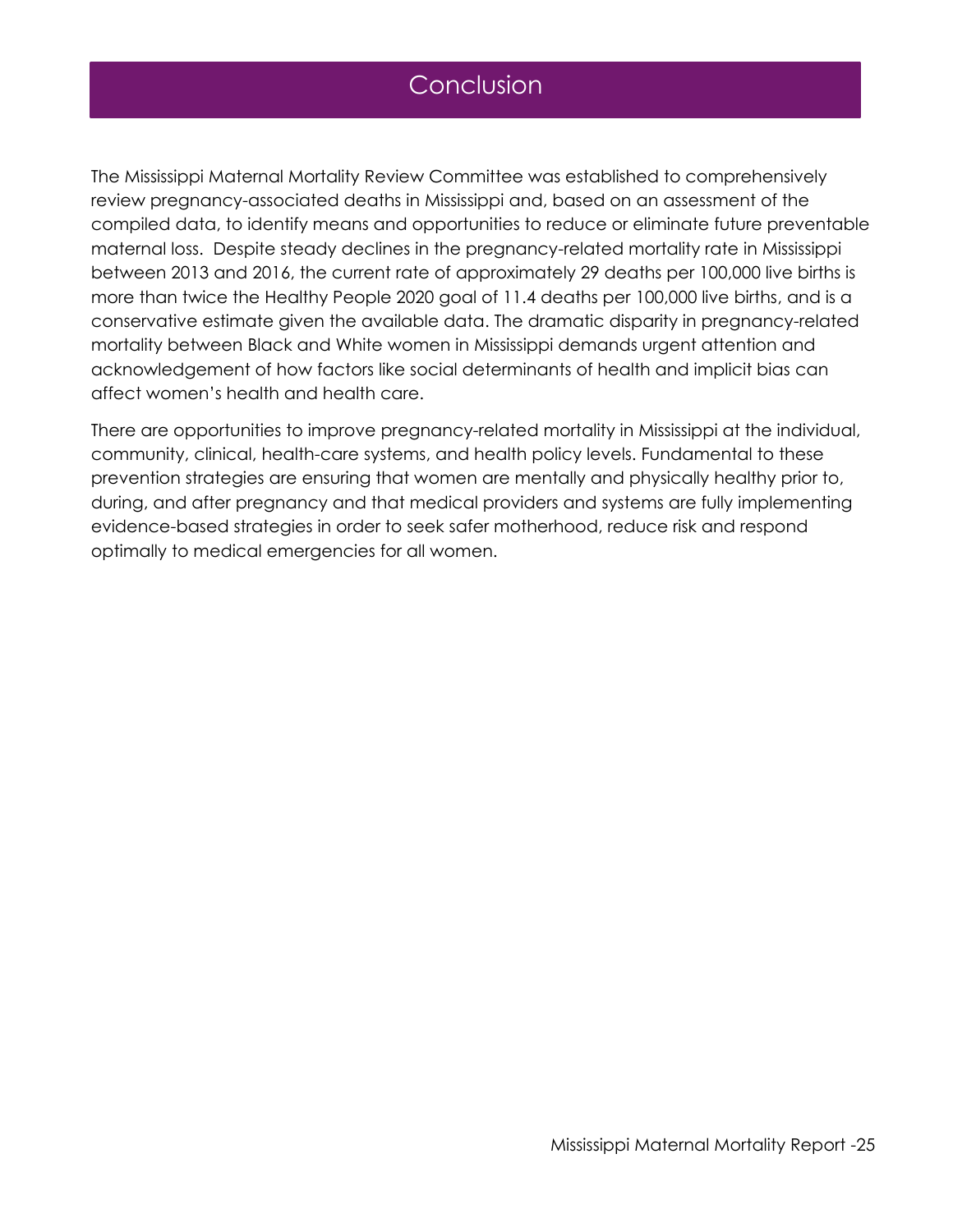# Conclusion

The Mississippi Maternal Mortality Review Committee was established to comprehensively review pregnancy-associated deaths in Mississippi and, based on an assessment of the compiled data, to identify means and opportunities to reduce or eliminate future preventable maternal loss. Despite steady declines in the pregnancy-related mortality rate in Mississippi between 2013 and 2016, the current rate of approximately 29 deaths per 100,000 live births is more than twice the Healthy People 2020 goal of 11.4 deaths per 100,000 live births, and is a conservative estimate given the available data. The dramatic disparity in pregnancy-related mortality between Black and White women in Mississippi demands urgent attention and acknowledgement of how factors like social determinants of health and implicit bias can affect women's health and health care.

There are opportunities to improve pregnancy-related mortality in Mississippi at the individual, community, clinical, health-care systems, and health policy levels. Fundamental to these prevention strategies are ensuring that women are mentally and physically healthy prior to, during, and after pregnancy and that medical providers and systems are fully implementing evidence-based strategies in order to seek safer motherhood, reduce risk and respond optimally to medical emergencies for all women.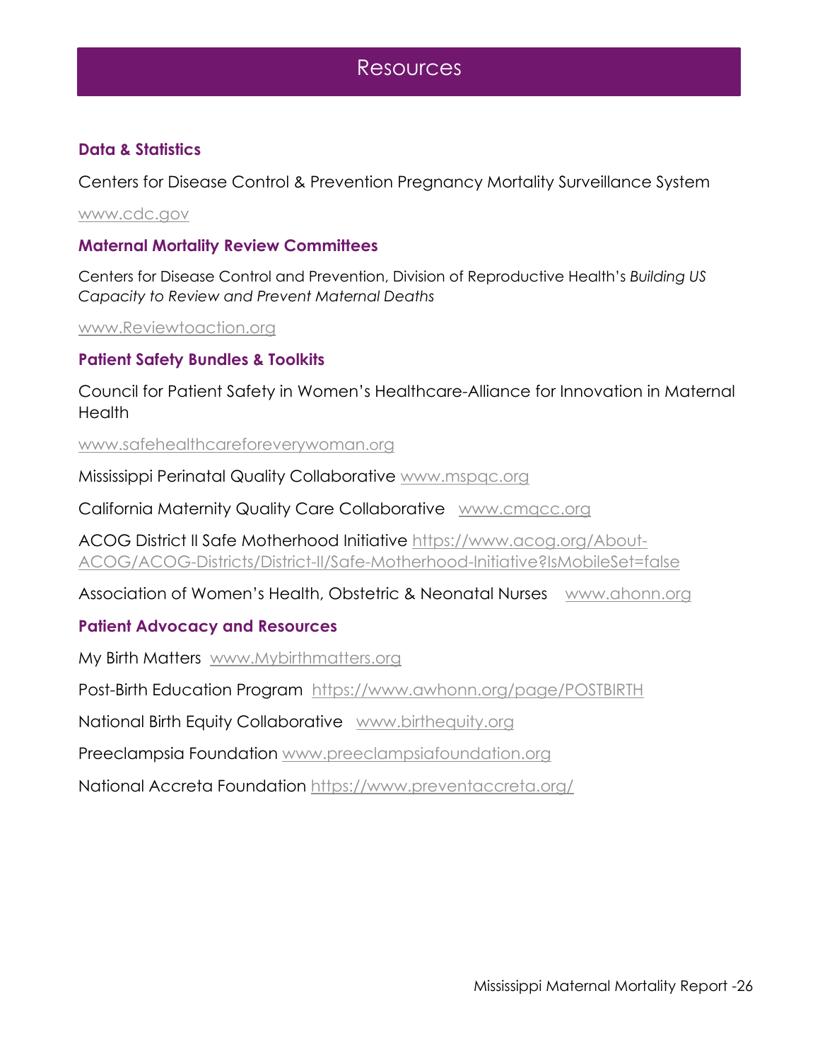# Resources

## Data & Statistics

Centers for Disease Control & Prevention Pregnancy Mortality Surveillance System

www.cdc.gov

## Maternal Mortality Review Committees

Centers for Disease Control and Prevention, Division of Reproductive Health's *Building US Capacity to Review and Prevent Maternal Deaths*

www.Reviewtoaction.org

## Patient Safety Bundles & Toolkits

Council for Patient Safety in Women's Healthcare-Alliance for Innovation in Maternal Health

www.safehealthcareforeverywoman.org

Mississippi Perinatal Quality Collaborative www.mspqc.org

California Maternity Quality Care Collaborative www.cmqcc.org

ACOG District II Safe Motherhood Initiative https://www.acog.org/About-ACOG/ACOG-Districts/District-II/Safe-Motherhood-Initiative?IsMobileSet=false

Association of Women's Health, Obstetric & Neonatal Nurses www.ahonn.org

## Patient Advocacy and Resources

My Birth Matters www.Mybirthmatters.org

Post-Birth Education Program https://www.awhonn.org/page/POSTBIRTH

National Birth Equity Collaborative www.birthequity.org

Preeclampsia Foundation www.preeclampsiafoundation.org

National Accreta Foundation https://www.preventaccreta.org/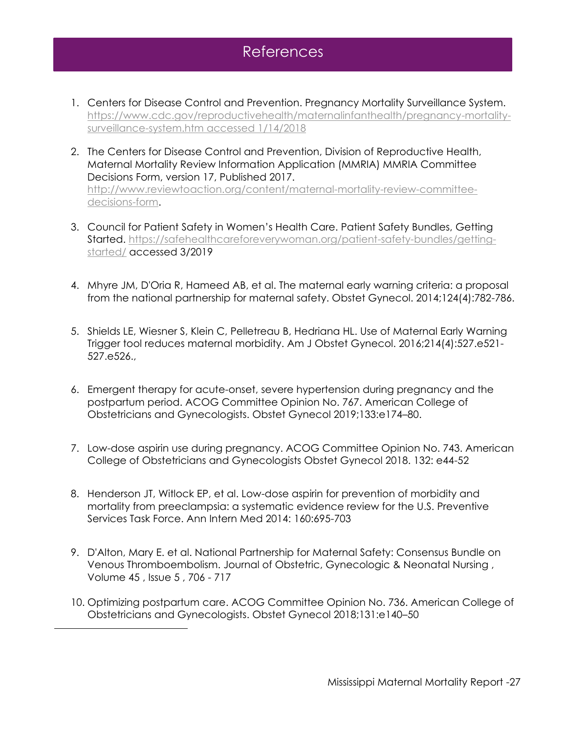# References

1. Centers for Disease Control and Prevention. Pregnancy Mortality Surveillance System. https://www.cdc.gov/reproductivehealth/maternalinfanthealth/pregnancy-mortality-surveillance-system.htm accessed 1/14/2018

2. The Centers for Disease Control and Prevention, Division of Reproductive Health, Maternal Mortality Review Information Application (MMRIA) MMRIA Committee Decisions Form, version 17, Published 2017. http://www.reviewtoaction.org/content/maternal-mortality-review-committee-decisions-form.

3. Council for Patient Safety in Women's Health Care. Patient Safety Bundles, Getting Started. https://safehealthcareforeverywoman.org/patient-safety-bundles/getting-started/ accessed 3/2019

4. Mhyre JM, D'Oria R, Hameed AB, et al. The maternal early warning criteria: a proposal from the national partnership for maternal safety. Obstet Gynecol. 2014;124(4):782-786.

5. Shields LE, Wiesner S, Klein C, Pelletreau B, Hedriana HL. Use of Maternal Early Warning Trigger tool reduces maternal morbidity. Am J Obstet Gynecol. 2016;214(4):527.e521-527.e526.,

6. Emergent therapy for acute-onset, severe hypertension during pregnancy and the postpartum period. ACOG Committee Opinion No. 767. American College of Obstetricians and Gynecologists. Obstet Gynecol 2019;133:e174–80.

7. Low-dose aspirin use during pregnancy. ACOG Committee Opinion No. 743. American College of Obstetricians and Gynecologists Obstet Gynecol 2018. 132: e44-52

8. Henderson JT, Witlock EP, et al. Low-dose aspirin for prevention of morbidity and mortality from preeclampsia: a systematic evidence review for the U.S. Preventive Services Task Force. Ann Intern Med 2014: 160:695-703

9. D'Alton, Mary E. et al. National Partnership for Maternal Safety: Consensus Bundle on Venous Thromboembolism. Journal of Obstetric, Gynecologic & Neonatal Nursing , Volume 45 , Issue 5 , 706 - 717

10. Optimizing postpartum care. ACOG Committee Opinion No. 736. American College of Obstetricians and Gynecologists. Obstet Gynecol 2018;131:e140–50